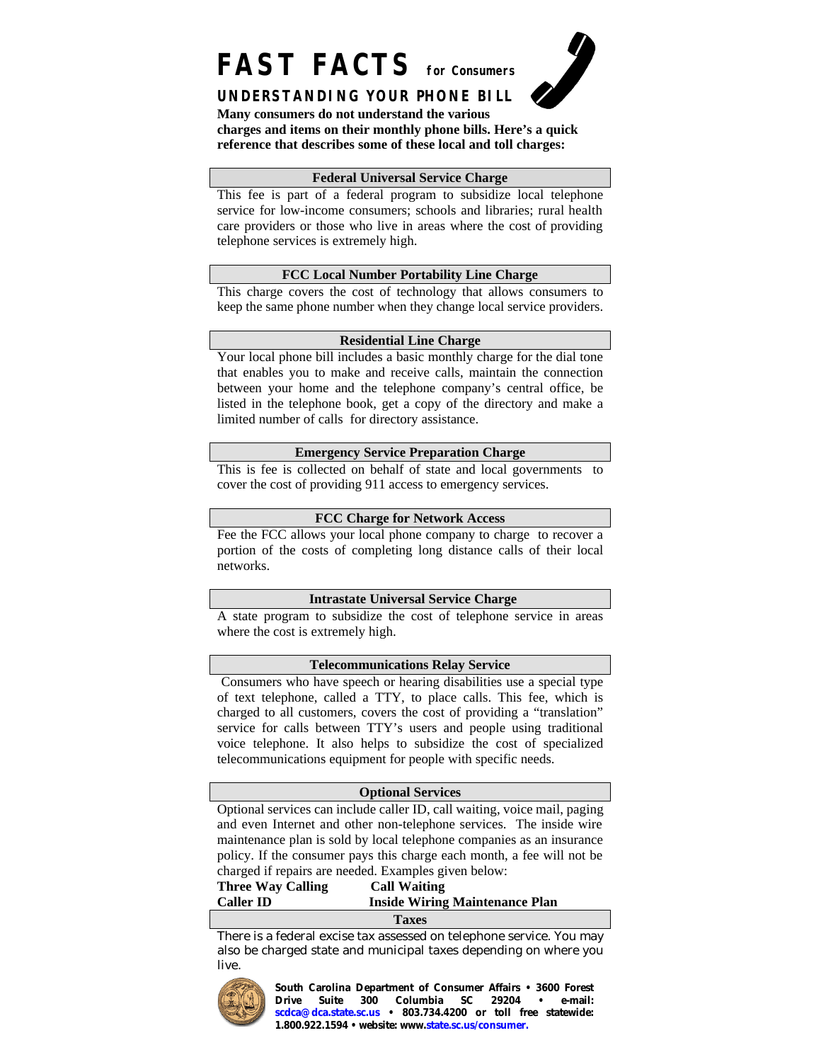# FAST FACTS for Consumers

## UNDERSTANDING YOUR PHONE BILL

**Many consumers do not understand the various charges and items on their monthly phone bills. Here's a quick reference that describes some of these local and toll charges:**

### Federal Universal Service Charge

This fee is part of a federal program to subsidize local telephone service for low-income consumers; schools and libraries; rural health care providers or those who live in areas where the cost of providing telephone services is extremely high.

### FCC Local Number Portability Line Charge

This charge covers the cost of technology that allows consumers to keep the same phone number when they change local service providers.

### Residential Line Charge

Your local phone bill includes a basic monthly charge for the dial tone that enables you to make and receive calls, maintain the connection between your home and the telephone company's central office, be listed in the telephone book, get a copy of the directory and make a limited number of calls for directory assistance.

### Emergency Service Preparation Charge

This is fee is collected on behalf of state and local governments to cover the cost of providing 911 access to emergency services.

### FCC Charge for Network Access

Fee the FCC allows your local phone company to charge to recover a portion of the costs of completing long distance calls of their local networks.

### Intrastate Universal Service Charge

A state program to subsidize the cost of telephone service in areas where the cost is extremely high.

### Telecommunications Relay Service

Consumers who have speech or hearing disabilities use a special type of text telephone, called a TTY, to place calls. This fee, which is charged to all customers, covers the cost of providing a "translation" service for calls between TTY's users and people using traditional voice telephone. It also helps to subsidize the cost of specialized telecommunications equipment for people with specific needs.

### Optional Services

Optional services can include caller ID, call waiting, voice mail, paging and even Internet and other non-telephone services. The inside wire maintenance plan is sold by local telephone companies as an insurance policy. If the consumer pays this charge each month, a fee will not be charged if repairs are needed. Examples given below:

**Three Way Calling** **Call Waiting**
**Caller ID** **Inside Wiring Maintenance Plan**

### Taxes

There is a federal excise tax assessed on telephone service. You may also be charged state and municipal taxes depending on where you live.

**South Carolina Department of Consumer Affairs • 3600 Forest Drive Suite 300 Columbia SC 29204 • e-mail: scdca@dca.state.sc.us • 803.734.4200 or toll free statewide: 1.800.922.1594 • website: www.state.sc.us/consumer.**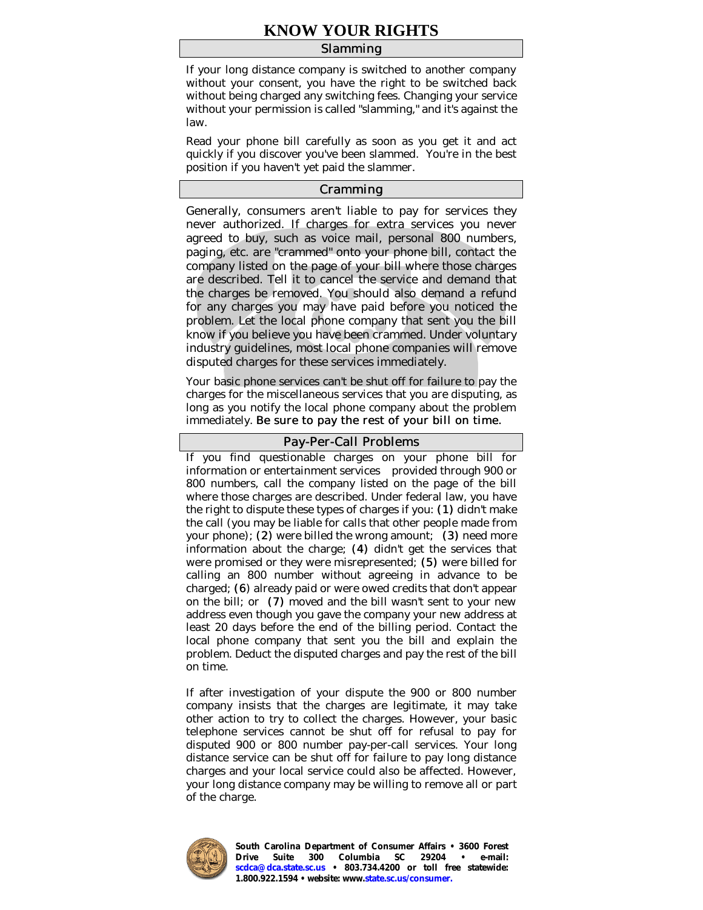# KNOW YOUR RIGHTS

## Slamming

If your long distance company is switched to another company without your consent, you have the right to be switched back without being charged any switching fees. Changing your service without your permission is called "slamming," and it's against the law.

Read your phone bill carefully as soon as you get it and act quickly if you discover you've been slammed. You're in the best position if you haven't yet paid the slammer.

## Cramming

Generally, consumers aren't liable to pay for services they never authorized. If charges for extra services you never agreed to buy, such as voice mail, personal 800 numbers, paging, etc. are "crammed" onto your phone bill, contact the company listed on the page of your bill where those charges are described. Tell it to cancel the service and demand that the charges be removed. You should also demand a refund for any charges you may have paid before you noticed the problem. Let the local phone company that sent you the bill know if you believe you have been crammed. Under voluntary industry guidelines, most local phone companies will remove disputed charges for these services immediately.

Your basic phone services can't be shut off for failure to pay the charges for the miscellaneous services that you are disputing, as long as you notify the local phone company about the problem immediately. Be sure to pay the rest of your bill on time.

## Pay-Per-Call Problems

If you find questionable charges on your phone bill for information or entertainment services provided through 900 or 800 numbers, call the company listed on the page of the bill where those charges are described. Under federal law, you have the right to dispute these types of charges if you: (1) didn't make the call (you may be liable for calls that other people made from your phone); (2) were billed the wrong amount; (3) need more information about the charge; (4) didn't get the services that were promised or they were misrepresented; (5) were billed for calling an 800 number without agreeing in advance to be charged; (6) already paid or were owed credits that don't appear on the bill; or (7) moved and the bill wasn't sent to your new address even though you gave the company your new address at least 20 days before the end of the billing period. Contact the local phone company that sent you the bill and explain the problem. Deduct the disputed charges and pay the rest of the bill on time.

If after investigation of your dispute the 900 or 800 number company insists that the charges are legitimate, it may take other action to try to collect the charges. However, your basic telephone services cannot be shut off for refusal to pay for disputed 900 or 800 number pay-per-call services. Your long distance service can be shut off for failure to pay long distance charges and your local service could also be affected. However, your long distance company may be willing to remove all or part of the charge.

**South Carolina Department of Consumer Affairs • 3600 Forest Drive Suite 300 Columbia SC 29204 • e-mail: scdca@dca.state.sc.us • 803.734.4200 or toll free statewide: 1.800.922.1594 • website: www.state.sc.us/consumer.**